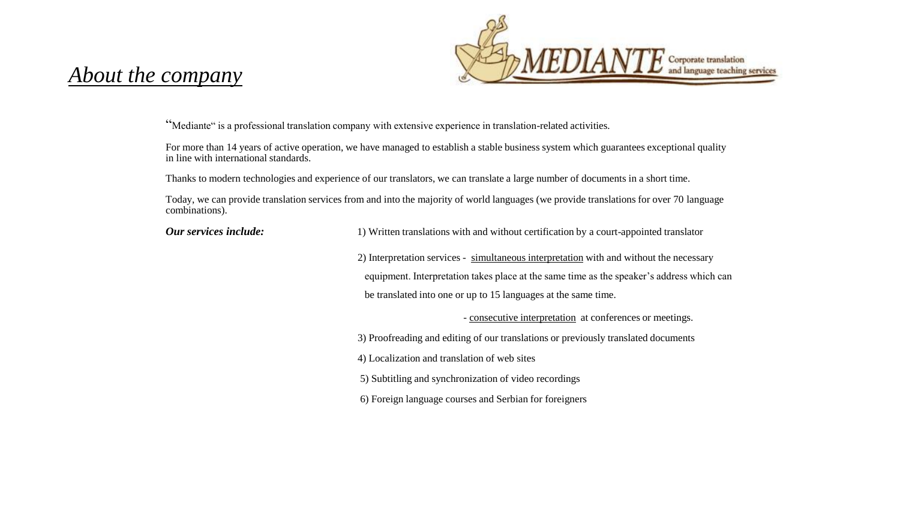# *About the company*

MEDIANTE Corporate translation and language teaching services

"Mediante" is a professional translation company with extensive experience in translation-related activities.

For more than 14 years of active operation, we have managed to establish a stable business system which guarantees exceptional quality in line with international standards.

Thanks to modern technologies and experience of our translators, we can translate a large number of documents in a short time.

Today, we can provide translation services from and into the majority of world languages (we provide translations for over 70 language combinations).

***Our services include:***

1) Written translations with and without certification by a court-appointed translator

2) Interpretation services - simultaneous interpretation with and without the necessary equipment. Interpretation takes place at the same time as the speaker's address which can be translated into one or up to 15 languages at the same time.

   - consecutive interpretation at conferences or meetings.

3) Proofreading and editing of our translations or previously translated documents

4) Localization and translation of web sites

5) Subtitling and synchronization of video recordings

6) Foreign language courses and Serbian for foreigners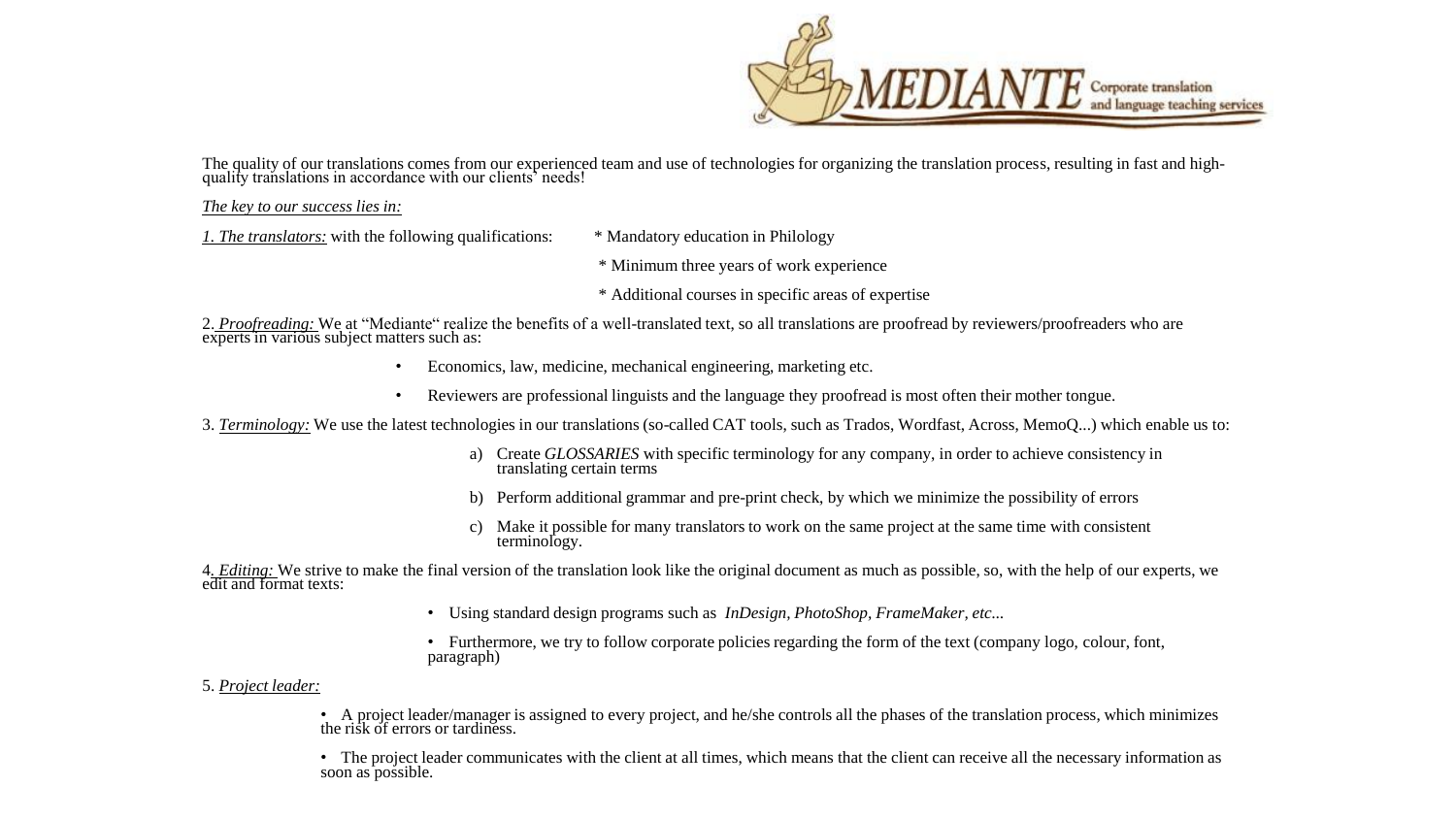The quality of our translations comes from our experienced team and use of technologies for organizing the translation process, resulting in fast and high-quality translations in accordance with our clients' needs!

*The key to our success lies in:*

*1. The translators:* with the following qualifications:

* Mandatory education in Philology
* Minimum three years of work experience
* Additional courses in specific areas of expertise

2. *Proofreading:* We at "Mediante" realize the benefits of a well-translated text, so all translations are proofread by reviewers/proofreaders who are experts in various subject matters such as:

- Economics, law, medicine, mechanical engineering, marketing etc.
- Reviewers are professional linguists and the language they proofread is most often their mother tongue.

3. *Terminology:* We use the latest technologies in our translations (so-called CAT tools, such as Trados, Wordfast, Across, MemoQ...) which enable us to:

a) Create *GLOSSARIES* with specific terminology for any company, in order to achieve consistency in translating certain terms

b) Perform additional grammar and pre-print check, by which we minimize the possibility of errors

c) Make it possible for many translators to work on the same project at the same time with consistent terminology.

4. *Editing:* We strive to make the final version of the translation look like the original document as much as possible, so, with the help of our experts, we edit and format texts:

- Using standard design programs such as *InDesign, PhotoShop, FrameMaker, etc...*
- Furthermore, we try to follow corporate policies regarding the form of the text (company logo, colour, font, paragraph)

5. *Project leader:*

- A project leader/manager is assigned to every project, and he/she controls all the phases of the translation process, which minimizes the risk of errors or tardiness.
- The project leader communicates with the client at all times, which means that the client can receive all the necessary information as soon as possible.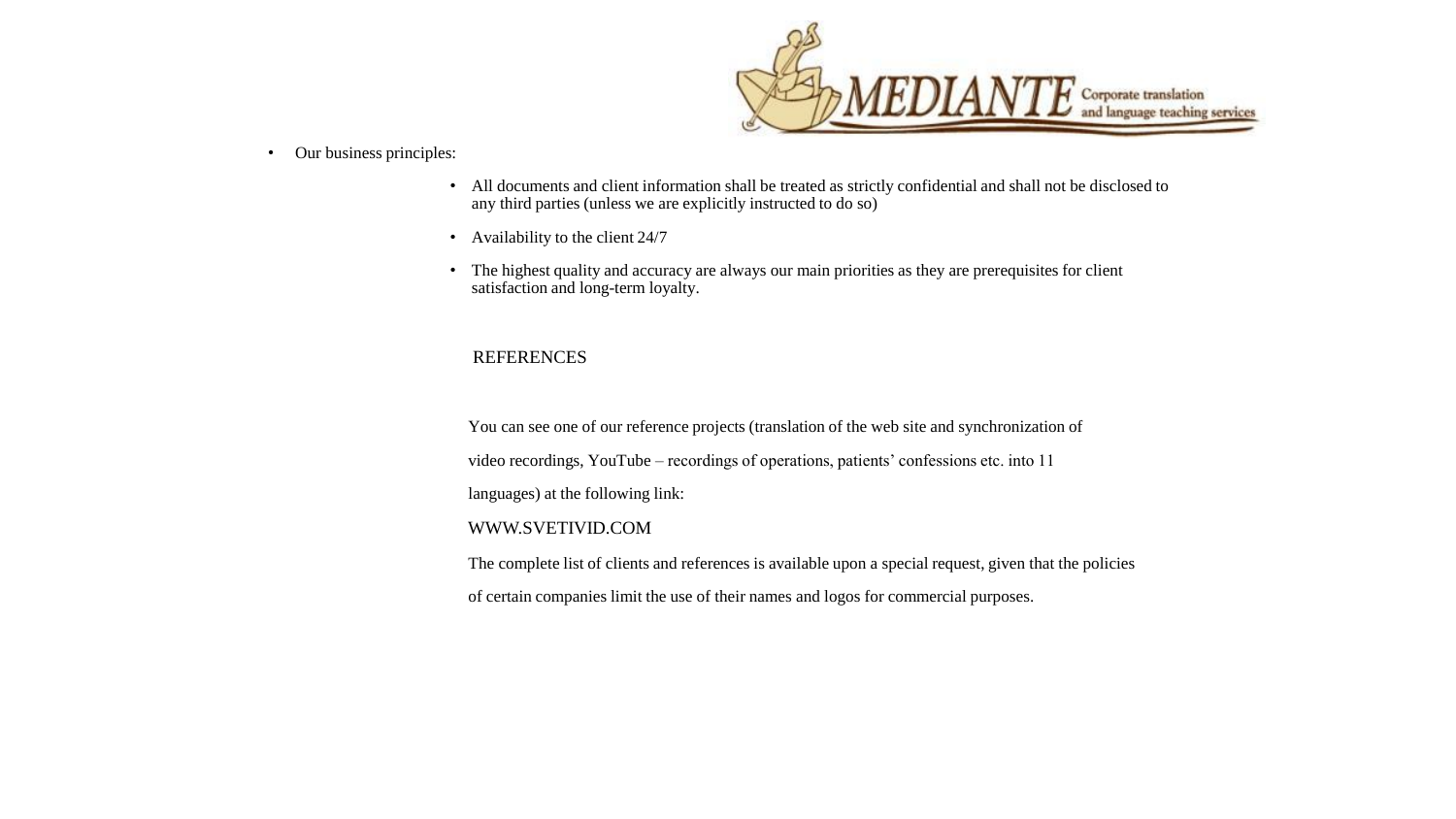- Our business principles:
  - All documents and client information shall be treated as strictly confidential and shall not be disclosed to any third parties (unless we are explicitly instructed to do so)
  - Availability to the client 24/7
  - The highest quality and accuracy are always our main priorities as they are prerequisites for client satisfaction and long-term loyalty.

## REFERENCES

You can see one of our reference projects (translation of the web site and synchronization of video recordings, YouTube – recordings of operations, patients' confessions etc. into 11 languages) at the following link:

WWW.SVETIVID.COM

The complete list of clients and references is available upon a special request, given that the policies of certain companies limit the use of their names and logos for commercial purposes.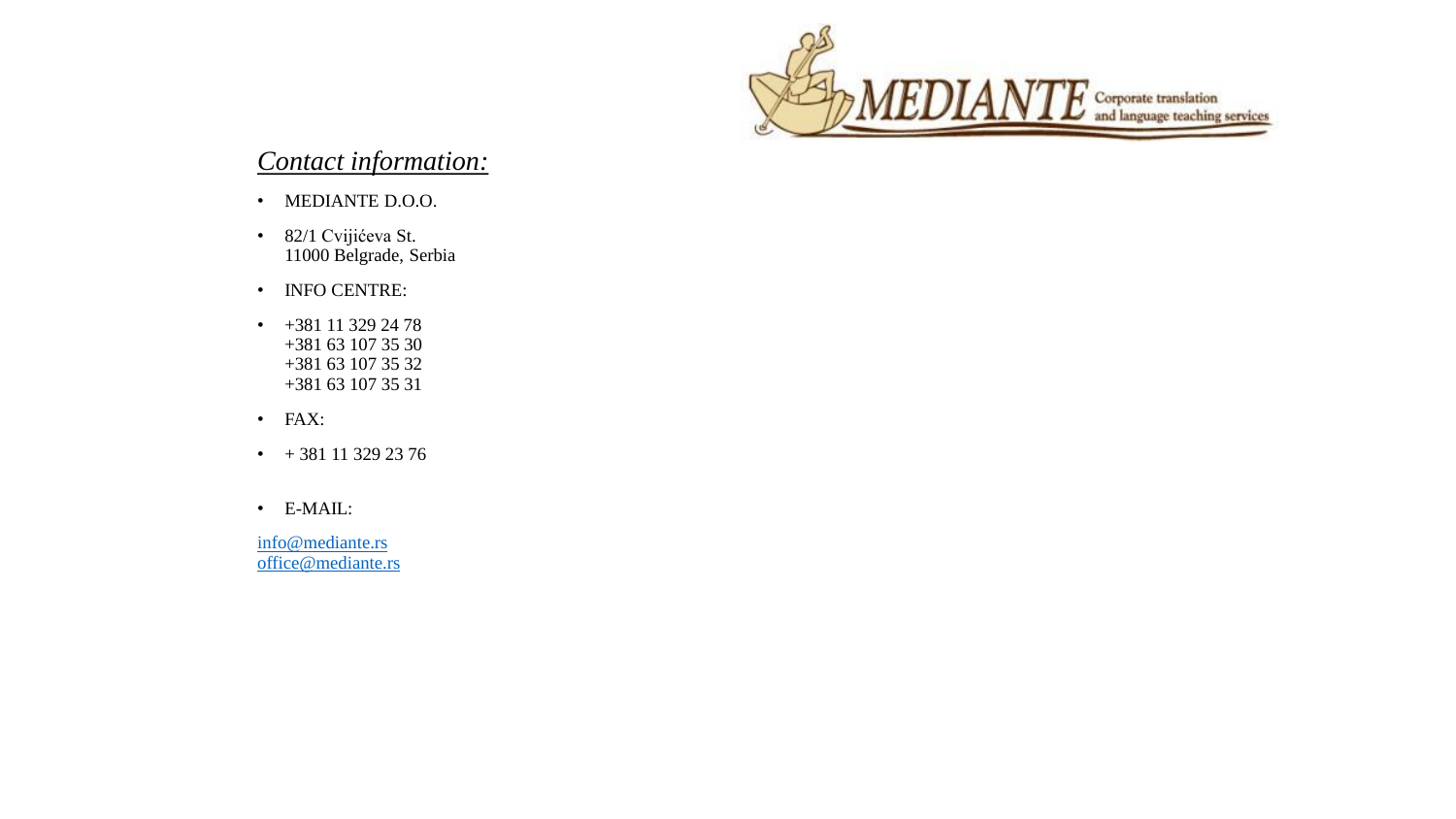MEDIANTE Corporate translation and language teaching services

*Contact information:*

- MEDIANTE D.O.O.
- 82/1 Cvijićeva St.
  11000 Belgrade, Serbia
- INFO CENTRE:
- +381 11 329 24 78
  +381 63 107 35 30
  +381 63 107 35 32
  +381 63 107 35 31
- FAX:
- + 381 11 329 23 76
- E-MAIL:

info@mediante.rs
office@mediante.rs